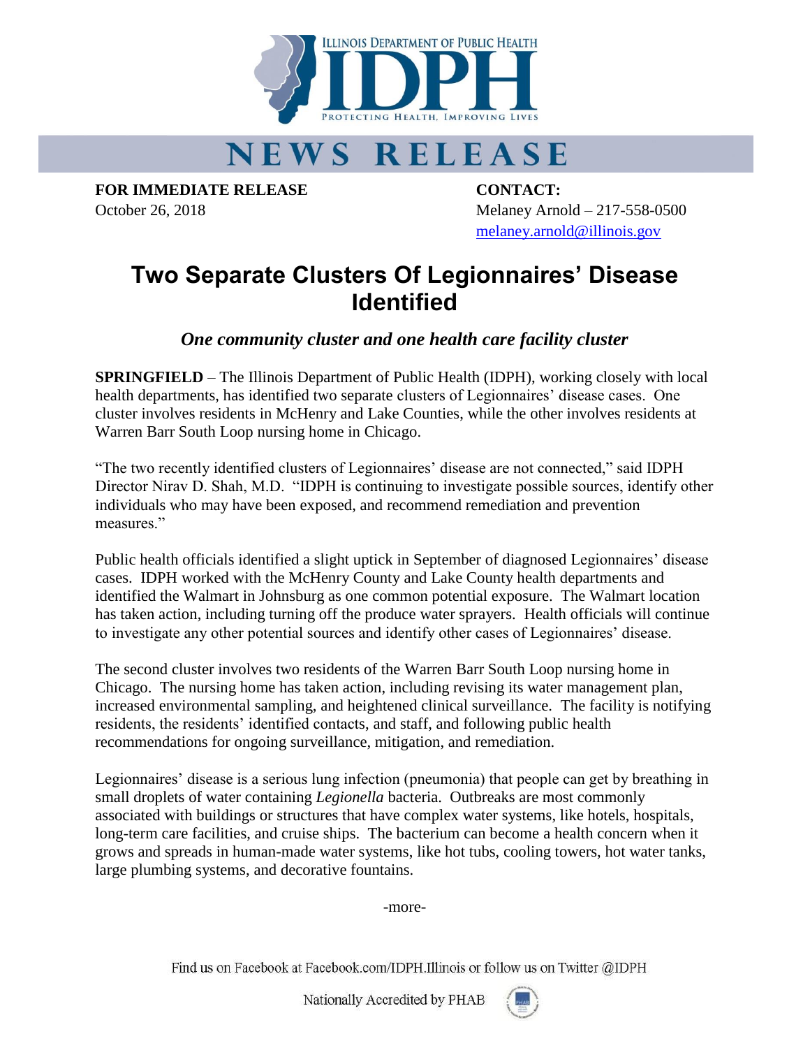ILLINOIS DEPARTMENT OF PUBLIC HEALTH

IDPH

PROTECTING HEALTH, IMPROVING LIVES

# NEWS RELEASE

**FOR IMMEDIATE RELEASE**
October 26, 2018

**CONTACT:**
Melaney Arnold – 217-558-0500
melaney.arnold@illinois.gov

# Two Separate Clusters Of Legionnaires' Disease Identified

***One community cluster and one health care facility cluster***

**SPRINGFIELD** – The Illinois Department of Public Health (IDPH), working closely with local health departments, has identified two separate clusters of Legionnaires' disease cases. One cluster involves residents in McHenry and Lake Counties, while the other involves residents at Warren Barr South Loop nursing home in Chicago.

"The two recently identified clusters of Legionnaires' disease are not connected," said IDPH Director Nirav D. Shah, M.D. "IDPH is continuing to investigate possible sources, identify other individuals who may have been exposed, and recommend remediation and prevention measures."

Public health officials identified a slight uptick in September of diagnosed Legionnaires' disease cases. IDPH worked with the McHenry County and Lake County health departments and identified the Walmart in Johnsburg as one common potential exposure. The Walmart location has taken action, including turning off the produce water sprayers. Health officials will continue to investigate any other potential sources and identify other cases of Legionnaires' disease.

The second cluster involves two residents of the Warren Barr South Loop nursing home in Chicago. The nursing home has taken action, including revising its water management plan, increased environmental sampling, and heightened clinical surveillance. The facility is notifying residents, the residents' identified contacts, and staff, and following public health recommendations for ongoing surveillance, mitigation, and remediation.

Legionnaires' disease is a serious lung infection (pneumonia) that people can get by breathing in small droplets of water containing *Legionella* bacteria. Outbreaks are most commonly associated with buildings or structures that have complex water systems, like hotels, hospitals, long-term care facilities, and cruise ships. The bacterium can become a health concern when it grows and spreads in human-made water systems, like hot tubs, cooling towers, hot water tanks, large plumbing systems, and decorative fountains.

-more-

Find us on Facebook at Facebook.com/IDPH.Illinois or follow us on Twitter @IDPH

Nationally Accredited by PHAB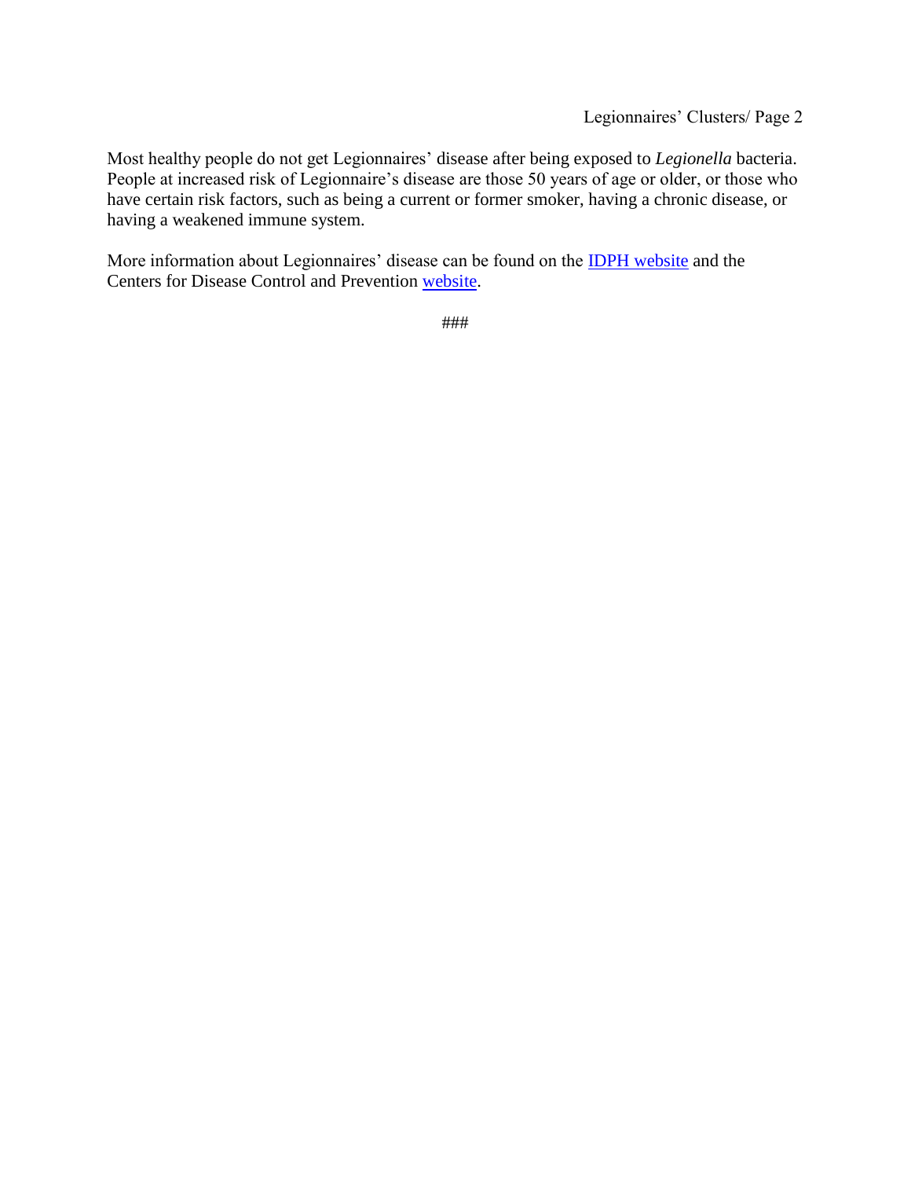Most healthy people do not get Legionnaires' disease after being exposed to *Legionella* bacteria. People at increased risk of Legionnaire's disease are those 50 years of age or older, or those who have certain risk factors, such as being a current or former smoker, having a chronic disease, or having a weakened immune system.

More information about Legionnaires' disease can be found on the IDPH website and the Centers for Disease Control and Prevention website.

###